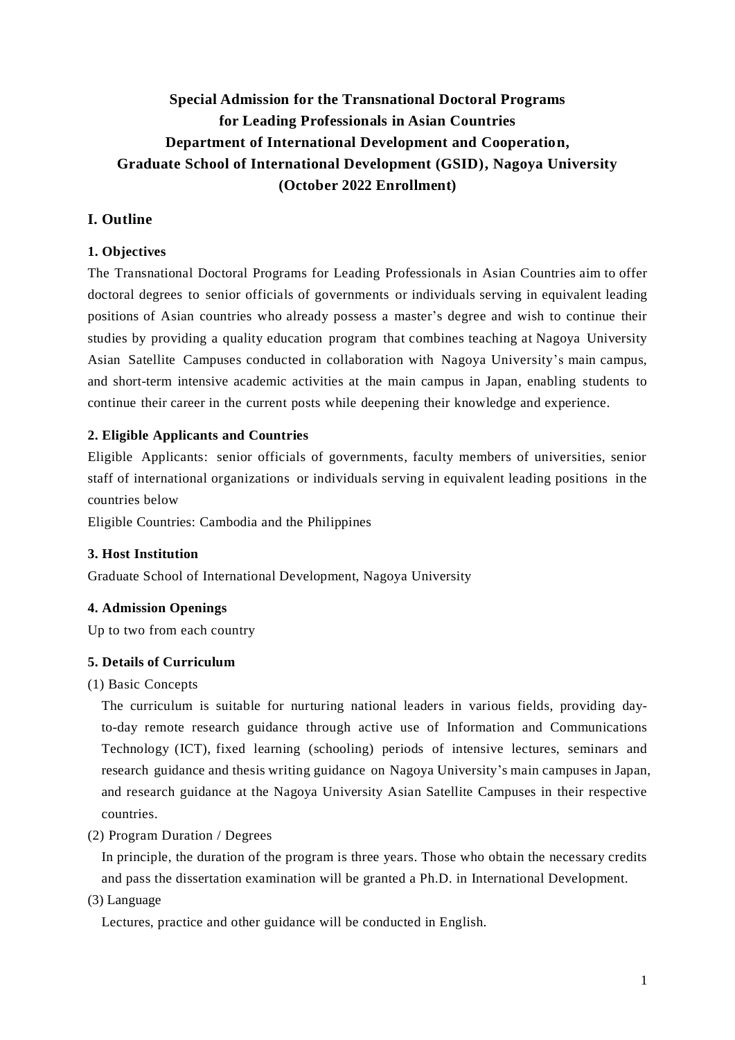# Special Admission for the Transnational Doctoral Programs for Leading Professionals in Asian Countries
# Department of International Development and Cooperation, Graduate School of International Development (GSID), Nagoya University
# (October 2022 Enrollment)

## I. Outline

### 1. Objectives

The Transnational Doctoral Programs for Leading Professionals in Asian Countries aim to offer doctoral degrees to senior officials of governments or individuals serving in equivalent leading positions of Asian countries who already possess a master's degree and wish to continue their studies by providing a quality education program that combines teaching at Nagoya University Asian Satellite Campuses conducted in collaboration with Nagoya University's main campus, and short-term intensive academic activities at the main campus in Japan, enabling students to continue their career in the current posts while deepening their knowledge and experience.

### 2. Eligible Applicants and Countries

Eligible Applicants: senior officials of governments, faculty members of universities, senior staff of international organizations or individuals serving in equivalent leading positions in the countries below

Eligible Countries: Cambodia and the Philippines

### 3. Host Institution

Graduate School of International Development, Nagoya University

### 4. Admission Openings

Up to two from each country

### 5. Details of Curriculum

(1) Basic Concepts

The curriculum is suitable for nurturing national leaders in various fields, providing day-to-day remote research guidance through active use of Information and Communications Technology (ICT), fixed learning (schooling) periods of intensive lectures, seminars and research guidance and thesis writing guidance on Nagoya University's main campuses in Japan, and research guidance at the Nagoya University Asian Satellite Campuses in their respective countries.

(2) Program Duration / Degrees

In principle, the duration of the program is three years. Those who obtain the necessary credits and pass the dissertation examination will be granted a Ph.D. in International Development.

(3) Language

Lectures, practice and other guidance will be conducted in English.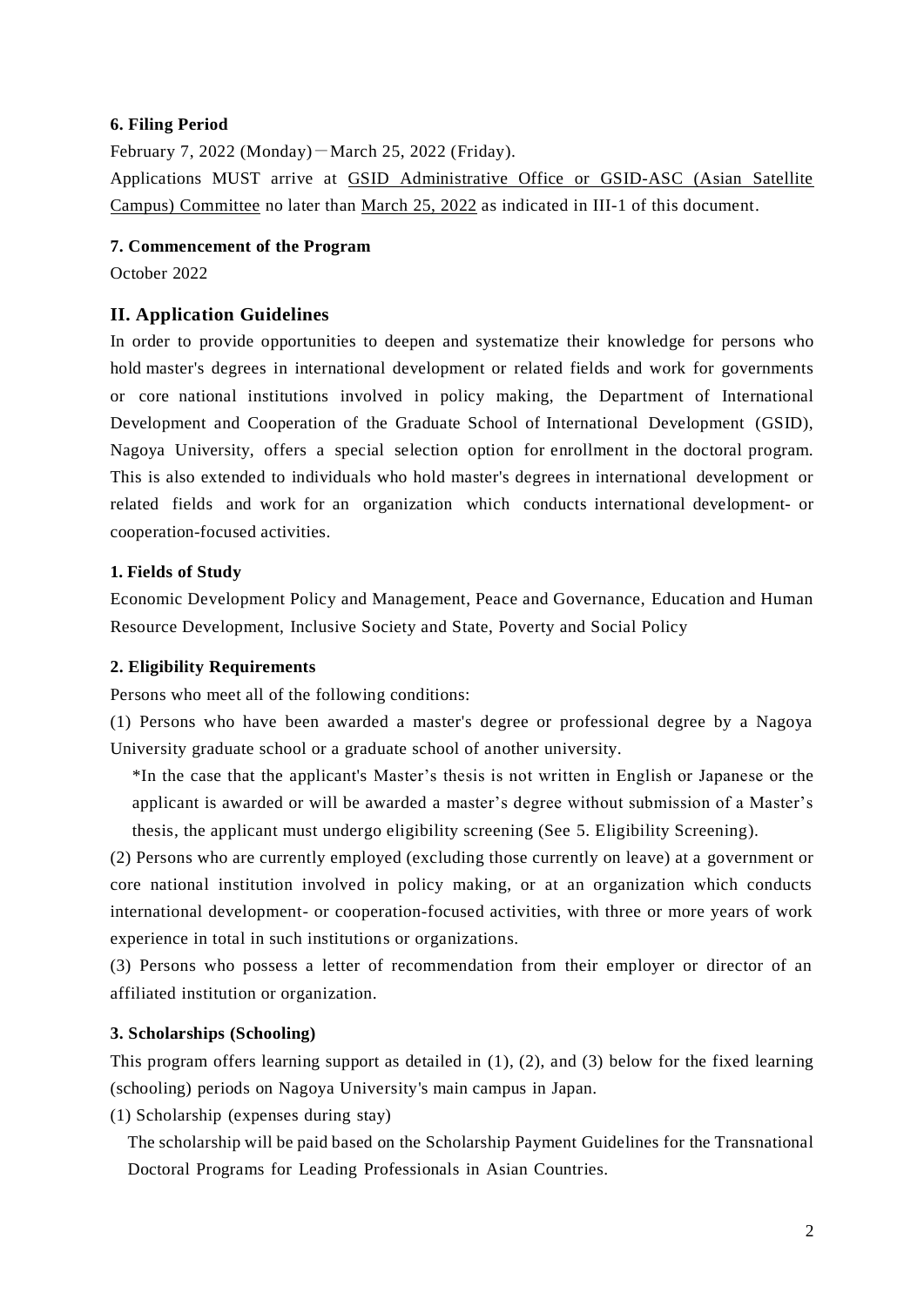### 6. Filing Period

February 7, 2022 (Monday)－March 25, 2022 (Friday).

Applications MUST arrive at GSID Administrative Office or GSID-ASC (Asian Satellite Campus) Committee no later than March 25, 2022 as indicated in III-1 of this document.

### 7. Commencement of the Program

October 2022

## II. Application Guidelines

In order to provide opportunities to deepen and systematize their knowledge for persons who hold master's degrees in international development or related fields and work for governments or core national institutions involved in policy making, the Department of International Development and Cooperation of the Graduate School of International Development (GSID), Nagoya University, offers a special selection option for enrollment in the doctoral program. This is also extended to individuals who hold master's degrees in international development or related fields and work for an organization which conducts international development- or cooperation-focused activities.

### 1. Fields of Study

Economic Development Policy and Management, Peace and Governance, Education and Human Resource Development, Inclusive Society and State, Poverty and Social Policy

### 2. Eligibility Requirements

Persons who meet all of the following conditions:

(1) Persons who have been awarded a master's degree or professional degree by a Nagoya University graduate school or a graduate school of another university.

*In the case that the applicant's Master’s thesis is not written in English or Japanese or the applicant is awarded or will be awarded a master’s degree without submission of a Master’s thesis, the applicant must undergo eligibility screening (See 5. Eligibility Screening).

(2) Persons who are currently employed (excluding those currently on leave) at a government or core national institution involved in policy making, or at an organization which conducts international development- or cooperation-focused activities, with three or more years of work experience in total in such institutions or organizations.

(3) Persons who possess a letter of recommendation from their employer or director of an affiliated institution or organization.

### 3. Scholarships (Schooling)

This program offers learning support as detailed in (1), (2), and (3) below for the fixed learning (schooling) periods on Nagoya University's main campus in Japan.

(1) Scholarship (expenses during stay)

The scholarship will be paid based on the Scholarship Payment Guidelines for the Transnational Doctoral Programs for Leading Professionals in Asian Countries.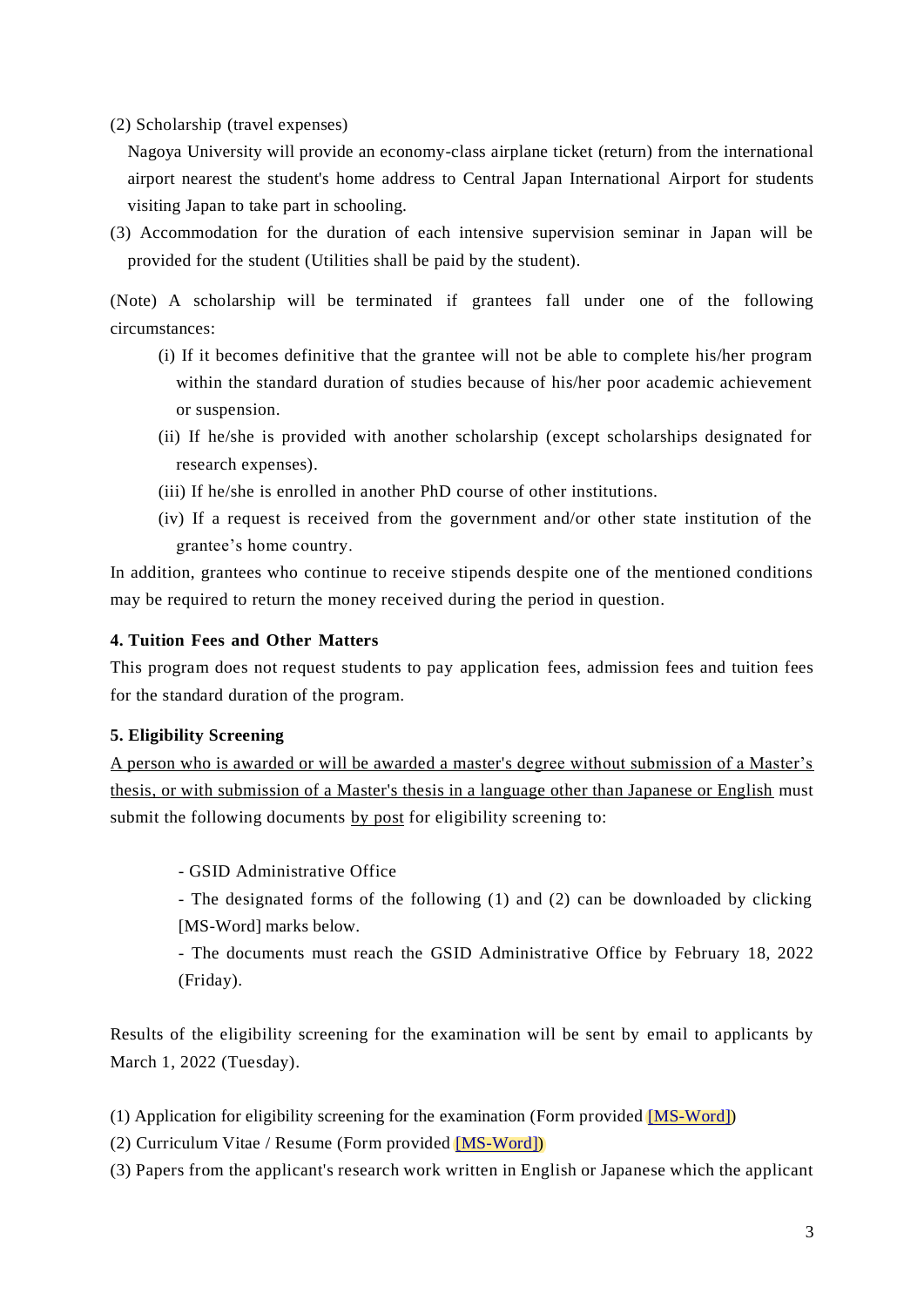(2) Scholarship (travel expenses)

Nagoya University will provide an economy-class airplane ticket (return) from the international airport nearest the student's home address to Central Japan International Airport for students visiting Japan to take part in schooling.

(3) Accommodation for the duration of each intensive supervision seminar in Japan will be provided for the student (Utilities shall be paid by the student).

(Note) A scholarship will be terminated if grantees fall under one of the following circumstances:

- (i) If it becomes definitive that the grantee will not be able to complete his/her program within the standard duration of studies because of his/her poor academic achievement or suspension.
- (ii) If he/she is provided with another scholarship (except scholarships designated for research expenses).
- (iii) If he/she is enrolled in another PhD course of other institutions.
- (iv) If a request is received from the government and/or other state institution of the grantee's home country.

In addition, grantees who continue to receive stipends despite one of the mentioned conditions may be required to return the money received during the period in question.

### 4. Tuition Fees and Other Matters

This program does not request students to pay application fees, admission fees and tuition fees for the standard duration of the program.

### 5. Eligibility Screening

<u>A person who is awarded or will be awarded a master's degree without submission of a Master's thesis, or with submission of a Master's thesis in a language other than Japanese or English</u> must submit the following documents <u>by post</u> for eligibility screening to:

- GSID Administrative Office
- The designated forms of the following (1) and (2) can be downloaded by clicking [MS-Word] marks below.
- The documents must reach the GSID Administrative Office by February 18, 2022 (Friday).

Results of the eligibility screening for the examination will be sent by email to applicants by March 1, 2022 (Tuesday).

(1) Application for eligibility screening for the examination (Form provided [MS-Word])

(2) Curriculum Vitae / Resume (Form provided [MS-Word])

(3) Papers from the applicant's research work written in English or Japanese which the applicant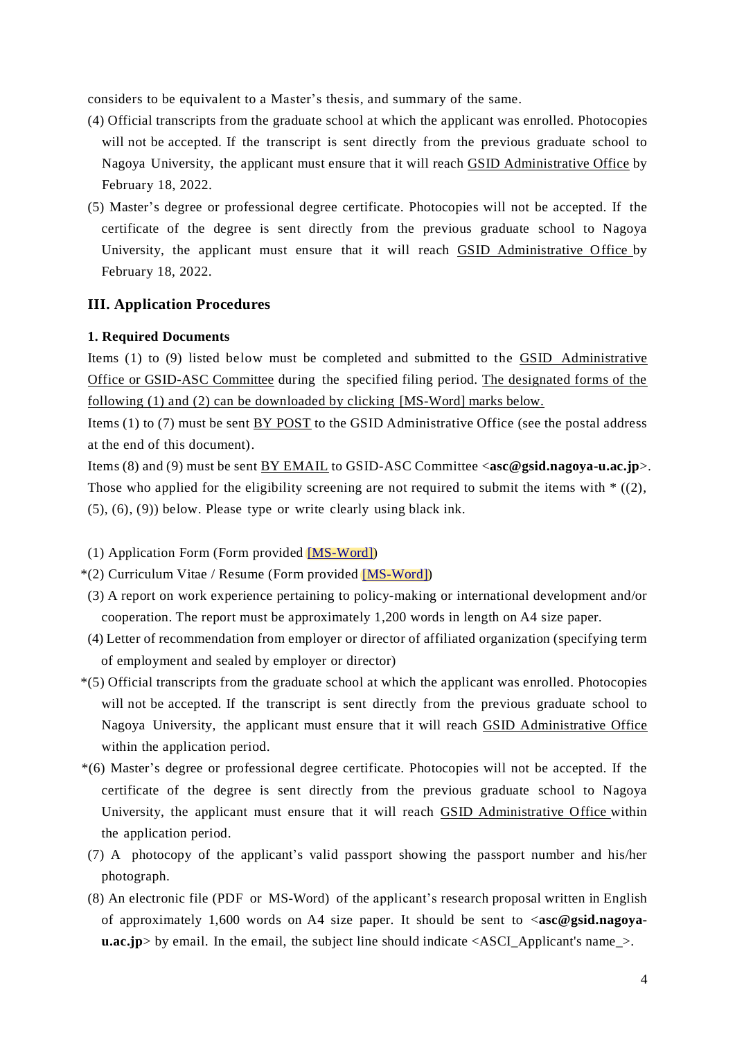considers to be equivalent to a Master's thesis, and summary of the same.

(4) Official transcripts from the graduate school at which the applicant was enrolled. Photocopies will not be accepted. If the transcript is sent directly from the previous graduate school to Nagoya University, the applicant must ensure that it will reach GSID Administrative Office by February 18, 2022.

(5) Master's degree or professional degree certificate. Photocopies will not be accepted. If the certificate of the degree is sent directly from the previous graduate school to Nagoya University, the applicant must ensure that it will reach GSID Administrative Office by February 18, 2022.

## III. Application Procedures

### 1. Required Documents

Items (1) to (9) listed below must be completed and submitted to the GSID Administrative Office or GSID-ASC Committee during the specified filing period. The designated forms of the following (1) and (2) can be downloaded by clicking [MS-Word] marks below.

Items (1) to (7) must be sent BY POST to the GSID Administrative Office (see the postal address at the end of this document).

Items (8) and (9) must be sent BY EMAIL to GSID-ASC Committee <**asc@gsid.nagoya-u.ac.jp**>. Those who applied for the eligibility screening are not required to submit the items with * ((2), (5), (6), (9)) below. Please type or write clearly using black ink.

(1) Application Form (Form provided [MS-Word])

*(2) Curriculum Vitae / Resume (Form provided [MS-Word])

(3) A report on work experience pertaining to policy-making or international development and/or cooperation. The report must be approximately 1,200 words in length on A4 size paper.

(4) Letter of recommendation from employer or director of affiliated organization (specifying term of employment and sealed by employer or director)

*(5) Official transcripts from the graduate school at which the applicant was enrolled. Photocopies will not be accepted. If the transcript is sent directly from the previous graduate school to Nagoya University, the applicant must ensure that it will reach GSID Administrative Office within the application period.

*(6) Master's degree or professional degree certificate. Photocopies will not be accepted. If the certificate of the degree is sent directly from the previous graduate school to Nagoya University, the applicant must ensure that it will reach GSID Administrative Office within the application period.

(7) A photocopy of the applicant's valid passport showing the passport number and his/her photograph.

(8) An electronic file (PDF or MS-Word) of the applicant's research proposal written in English of approximately 1,600 words on A4 size paper. It should be sent to <**asc@gsid.nagoya-u.ac.jp**> by email. In the email, the subject line should indicate <ASCI_Applicant's name_>.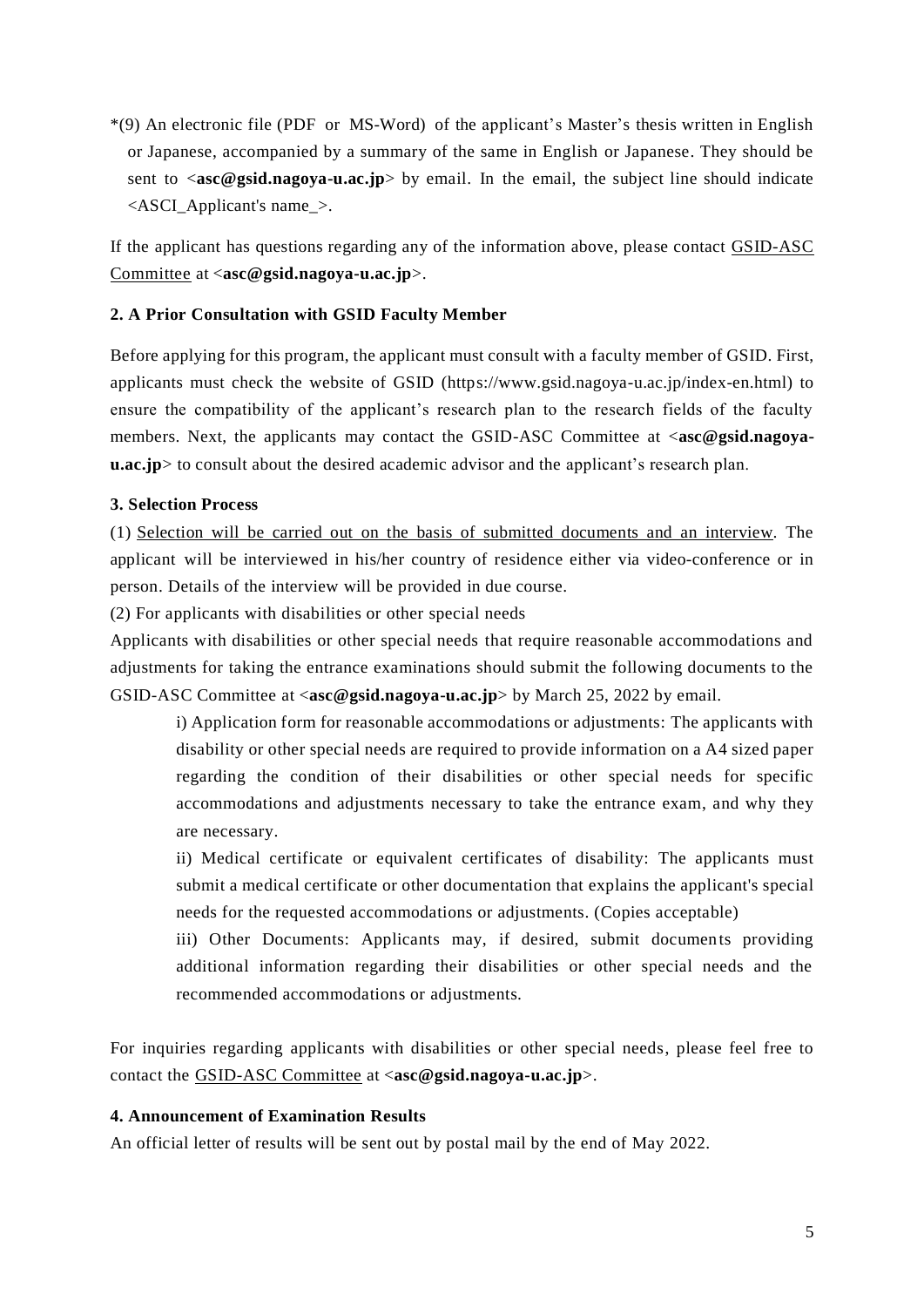*(9) An electronic file (PDF or MS-Word) of the applicant's Master's thesis written in English or Japanese, accompanied by a summary of the same in English or Japanese. They should be sent to <**asc@gsid.nagoya-u.ac.jp**> by email. In the email, the subject line should indicate <ASCI_Applicant's name_>.

If the applicant has questions regarding any of the information above, please contact GSID-ASC Committee at <**asc@gsid.nagoya-u.ac.jp**>.

### 2. A Prior Consultation with GSID Faculty Member

Before applying for this program, the applicant must consult with a faculty member of GSID. First, applicants must check the website of GSID (https://www.gsid.nagoya-u.ac.jp/index-en.html) to ensure the compatibility of the applicant's research plan to the research fields of the faculty members. Next, the applicants may contact the GSID-ASC Committee at <**asc@gsid.nagoya-u.ac.jp**> to consult about the desired academic advisor and the applicant's research plan.

### 3. Selection Process

(1) Selection will be carried out on the basis of submitted documents and an interview. The applicant will be interviewed in his/her country of residence either via video-conference or in person. Details of the interview will be provided in due course.

(2) For applicants with disabilities or other special needs

Applicants with disabilities or other special needs that require reasonable accommodations and adjustments for taking the entrance examinations should submit the following documents to the GSID-ASC Committee at <**asc@gsid.nagoya-u.ac.jp**> by March 25, 2022 by email.

i) Application form for reasonable accommodations or adjustments: The applicants with disability or other special needs are required to provide information on a A4 sized paper regarding the condition of their disabilities or other special needs for specific accommodations and adjustments necessary to take the entrance exam, and why they are necessary.

ii) Medical certificate or equivalent certificates of disability: The applicants must submit a medical certificate or other documentation that explains the applicant's special needs for the requested accommodations or adjustments. (Copies acceptable)

iii) Other Documents: Applicants may, if desired, submit documents providing additional information regarding their disabilities or other special needs and the recommended accommodations or adjustments.

For inquiries regarding applicants with disabilities or other special needs, please feel free to contact the GSID-ASC Committee at <**asc@gsid.nagoya-u.ac.jp**>.

### 4. Announcement of Examination Results

An official letter of results will be sent out by postal mail by the end of May 2022.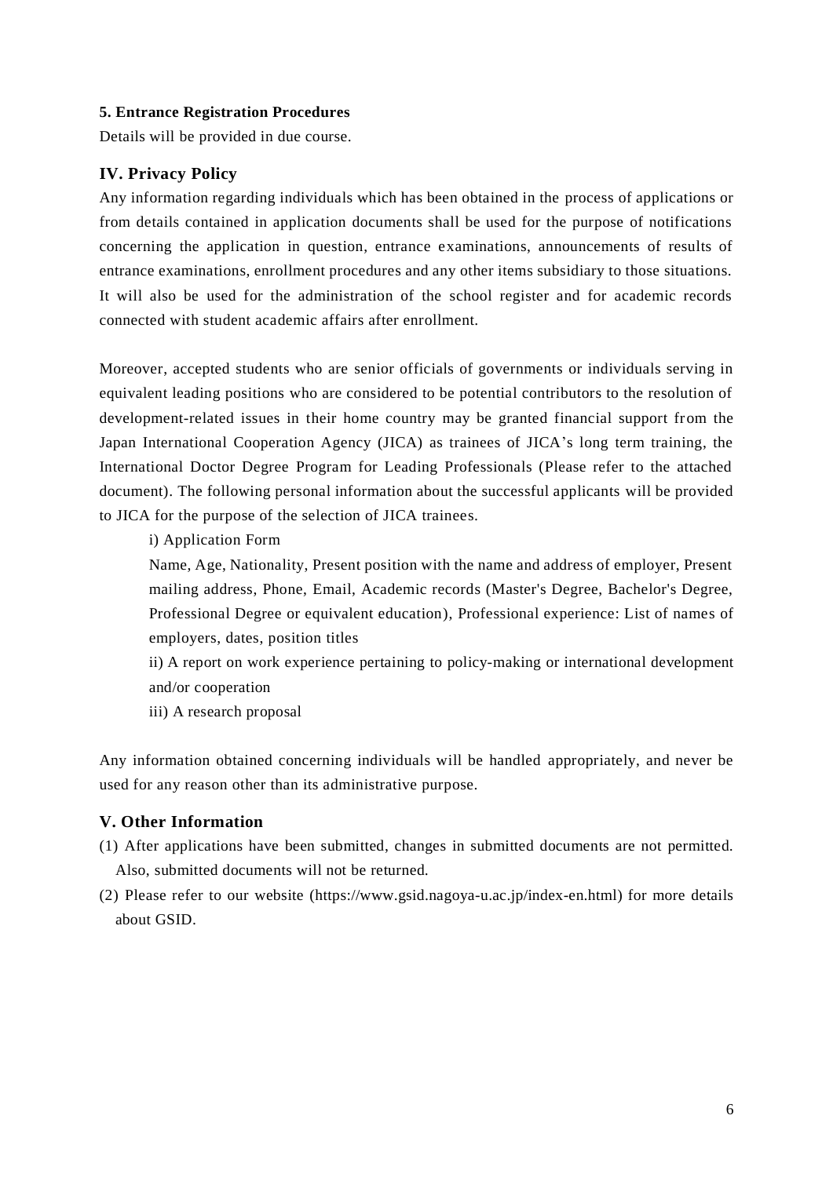### 5. Entrance Registration Procedures

Details will be provided in due course.

## IV. Privacy Policy

Any information regarding individuals which has been obtained in the process of applications or from details contained in application documents shall be used for the purpose of notifications concerning the application in question, entrance examinations, announcements of results of entrance examinations, enrollment procedures and any other items subsidiary to those situations. It will also be used for the administration of the school register and for academic records connected with student academic affairs after enrollment.

Moreover, accepted students who are senior officials of governments or individuals serving in equivalent leading positions who are considered to be potential contributors to the resolution of development-related issues in their home country may be granted financial support from the Japan International Cooperation Agency (JICA) as trainees of JICA's long term training, the International Doctor Degree Program for Leading Professionals (Please refer to the attached document). The following personal information about the successful applicants will be provided to JICA for the purpose of the selection of JICA trainees.

i) Application Form

Name, Age, Nationality, Present position with the name and address of employer, Present mailing address, Phone, Email, Academic records (Master's Degree, Bachelor's Degree, Professional Degree or equivalent education), Professional experience: List of names of employers, dates, position titles

ii) A report on work experience pertaining to policy-making or international development and/or cooperation

iii) A research proposal

Any information obtained concerning individuals will be handled appropriately, and never be used for any reason other than its administrative purpose.

## V. Other Information

(1) After applications have been submitted, changes in submitted documents are not permitted. Also, submitted documents will not be returned.

(2) Please refer to our website (https://www.gsid.nagoya-u.ac.jp/index-en.html) for more details about GSID.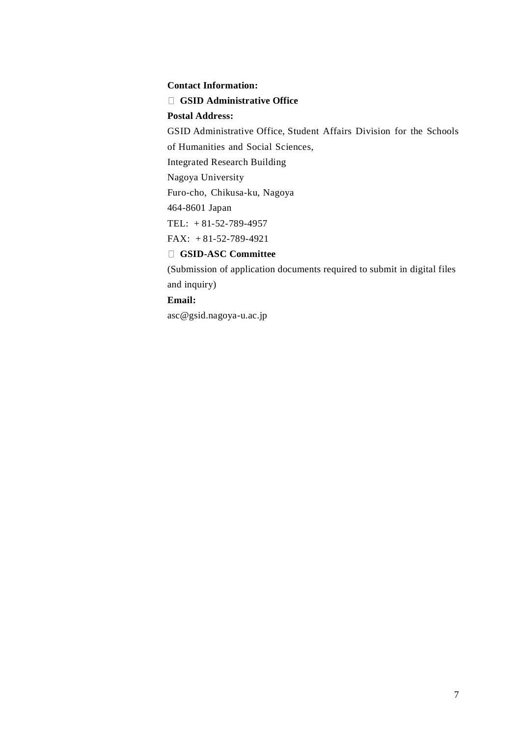**Contact Information:**

- **GSID Administrative Office**

**Postal Address:**

GSID Administrative Office, Student Affairs Division for the Schools of Humanities and Social Sciences,
Integrated Research Building
Nagoya University
Furo-cho, Chikusa-ku, Nagoya
464-8601 Japan
TEL: +81-52-789-4957
FAX: +81-52-789-4921

- **GSID-ASC Committee**

(Submission of application documents required to submit in digital files and inquiry)

**Email:**

asc@gsid.nagoya-u.ac.jp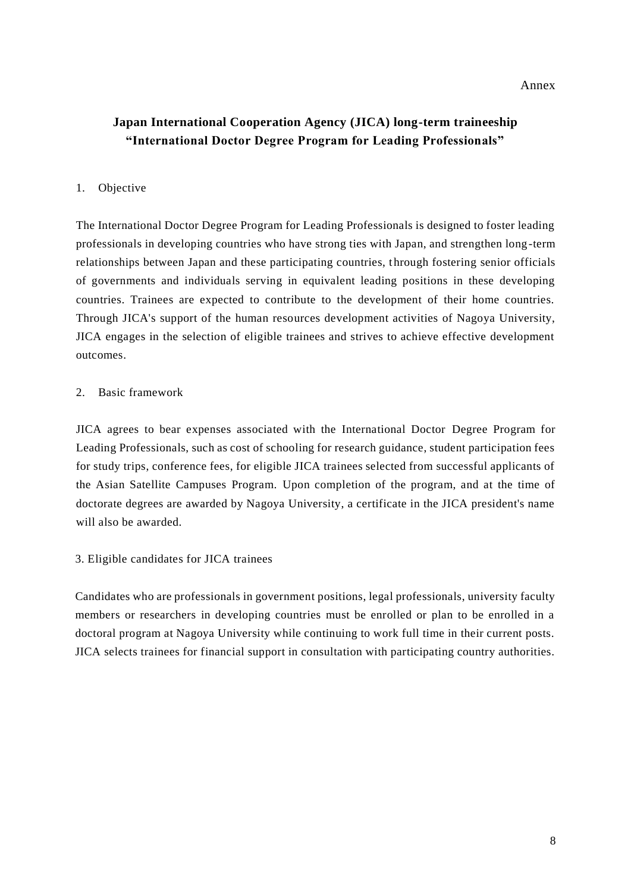Annex

# Japan International Cooperation Agency (JICA) long-term traineeship "International Doctor Degree Program for Leading Professionals"

## 1. Objective

The International Doctor Degree Program for Leading Professionals is designed to foster leading professionals in developing countries who have strong ties with Japan, and strengthen long-term relationships between Japan and these participating countries, through fostering senior officials of governments and individuals serving in equivalent leading positions in these developing countries. Trainees are expected to contribute to the development of their home countries. Through JICA's support of the human resources development activities of Nagoya University, JICA engages in the selection of eligible trainees and strives to achieve effective development outcomes.

## 2. Basic framework

JICA agrees to bear expenses associated with the International Doctor Degree Program for Leading Professionals, such as cost of schooling for research guidance, student participation fees for study trips, conference fees, for eligible JICA trainees selected from successful applicants of the Asian Satellite Campuses Program. Upon completion of the program, and at the time of doctorate degrees are awarded by Nagoya University, a certificate in the JICA president's name will also be awarded.

## 3. Eligible candidates for JICA trainees

Candidates who are professionals in government positions, legal professionals, university faculty members or researchers in developing countries must be enrolled or plan to be enrolled in a doctoral program at Nagoya University while continuing to work full time in their current posts. JICA selects trainees for financial support in consultation with participating country authorities.